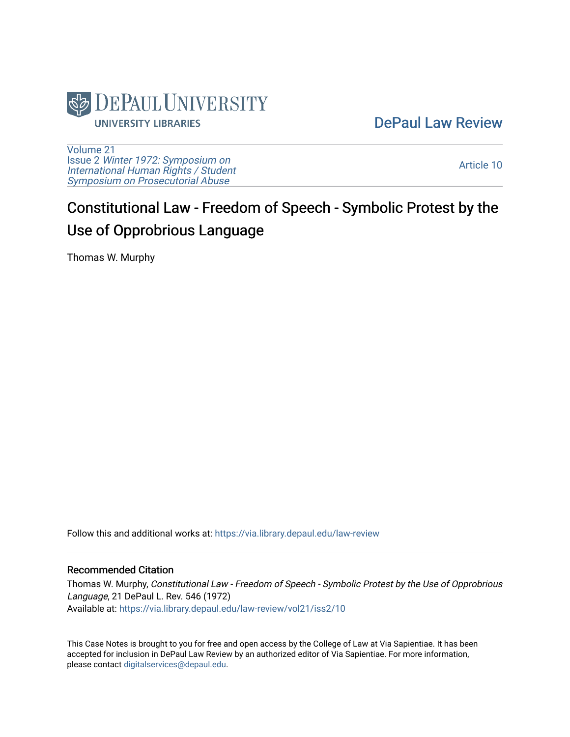DePaul University
UNIVERSITY LIBRARIES

DePaul Law Review

Volume 21
Issue 2 *Winter 1972: Symposium on International Human Rights / Student Symposium on Prosecutorial Abuse*

Article 10

# Constitutional Law - Freedom of Speech - Symbolic Protest by the Use of Opprobrious Language

Thomas W. Murphy

Follow this and additional works at: https://via.library.depaul.edu/law-review

## Recommended Citation

Thomas W. Murphy, *Constitutional Law - Freedom of Speech - Symbolic Protest by the Use of Opprobrious Language*, 21 DePaul L. Rev. 546 (1972)
Available at: https://via.library.depaul.edu/law-review/vol21/iss2/10

This Case Notes is brought to you for free and open access by the College of Law at Via Sapientiae. It has been accepted for inclusion in DePaul Law Review by an authorized editor of Via Sapientiae. For more information, please contact digitalservices@depaul.edu.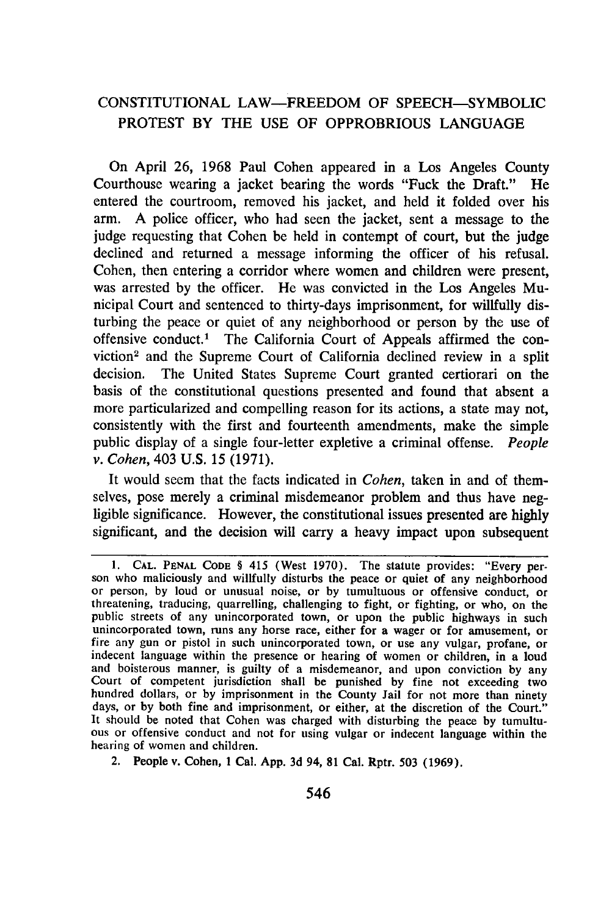# CONSTITUTIONAL LAW—FREEDOM OF SPEECH—SYMBOLIC PROTEST BY THE USE OF OPPROBRIOUS LANGUAGE

On April 26, 1968 Paul Cohen appeared in a Los Angeles County Courthouse wearing a jacket bearing the words "Fuck the Draft." He entered the courtroom, removed his jacket, and held it folded over his arm. A police officer, who had seen the jacket, sent a message to the judge requesting that Cohen be held in contempt of court, but the judge declined and returned a message informing the officer of his refusal. Cohen, then entering a corridor where women and children were present, was arrested by the officer. He was convicted in the Los Angeles Municipal Court and sentenced to thirty-days imprisonment, for willfully disturbing the peace or quiet of any neighborhood or person by the use of offensive conduct.[1] The California Court of Appeals affirmed the conviction[2] and the Supreme Court of California declined review in a split decision. The United States Supreme Court granted certiorari on the basis of the constitutional questions presented and found that absent a more particularized and compelling reason for its actions, a state may not, consistently with the first and fourteenth amendments, make the simple public display of a single four-letter expletive a criminal offense. *People v. Cohen*, 403 U.S. 15 (1971).

It would seem that the facts indicated in *Cohen*, taken in and of themselves, pose merely a criminal misdemeanor problem and thus have negligible significance. However, the constitutional issues presented are highly significant, and the decision will carry a heavy impact upon subsequent

---

1. CAL. PENAL CODE § 415 (West 1970). The statute provides: "Every person who maliciously and willfully disturbs the peace or quiet of any neighborhood or person, by loud or unusual noise, or by tumultuous or offensive conduct, or threatening, traducing, quarrelling, challenging to fight, or fighting, or who, on the public streets of any unincorporated town, or upon the public highways in such unincorporated town, runs any horse race, either for a wager or for amusement, or fire any gun or pistol in such unincorporated town, or use any vulgar, profane, or indecent language within the presence or hearing of women or children, in a loud and boisterous manner, is guilty of a misdemeanor, and upon conviction by any Court of competent jurisdiction shall be punished by fine not exceeding two hundred dollars, or by imprisonment in the County Jail for not more than ninety days, or by both fine and imprisonment, or either, at the discretion of the Court." It should be noted that Cohen was charged with disturbing the peace by tumultuous or offensive conduct and not for using vulgar or indecent language within the hearing of women and children.

2. People v. Cohen, 1 Cal. App. 3d 94, 81 Cal. Rptr. 503 (1969).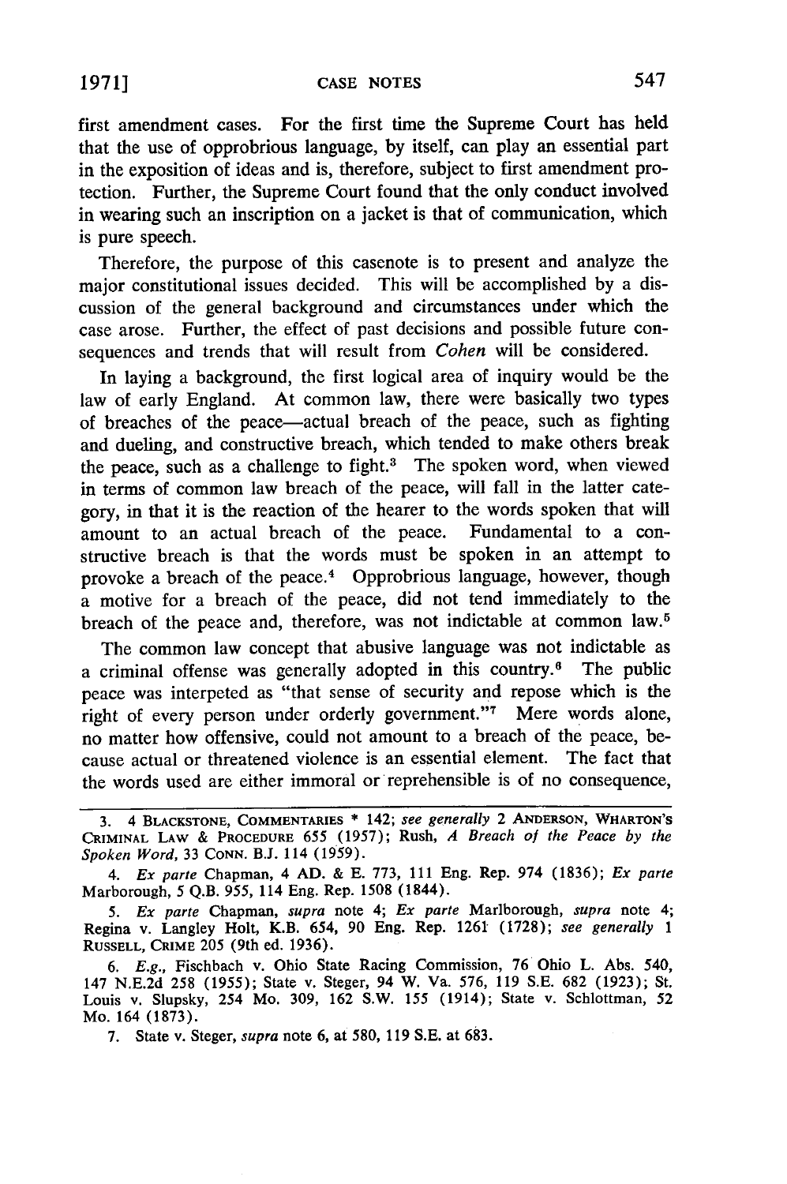first amendment cases. For the first time the Supreme Court has held that the use of opprobrious language, by itself, can play an essential part in the exposition of ideas and is, therefore, subject to first amendment protection. Further, the Supreme Court found that the only conduct involved in wearing such an inscription on a jacket is that of communication, which is pure speech.

Therefore, the purpose of this casenote is to present and analyze the major constitutional issues decided. This will be accomplished by a discussion of the general background and circumstances under which the case arose. Further, the effect of past decisions and possible future consequences and trends that will result from *Cohen* will be considered.

In laying a background, the first logical area of inquiry would be the law of early England. At common law, there were basically two types of breaches of the peace—actual breach of the peace, such as fighting and dueling, and constructive breach, which tended to make others break the peace, such as a challenge to fight.[3] The spoken word, when viewed in terms of common law breach of the peace, will fall in the latter category, in that it is the reaction of the hearer to the words spoken that will amount to an actual breach of the peace. Fundamental to a constructive breach is that the words must be spoken in an attempt to provoke a breach of the peace.[4] Opprobrious language, however, though a motive for a breach of the peace, did not tend immediately to the breach of the peace and, therefore, was not indictable at common law.[5]

The common law concept that abusive language was not indictable as a criminal offense was generally adopted in this country.[6] The public peace was interpeted as "that sense of security and repose which is the right of every person under orderly government."[7] Mere words alone, no matter how offensive, could not amount to a breach of the peace, because actual or threatened violence is an essential element. The fact that the words used are either immoral or reprehensible is of no consequence,

---

3. 4 BLACKSTONE, COMMENTARIES * 142; *see generally* 2 ANDERSON, WHARTON'S CRIMINAL LAW & PROCEDURE 655 (1957); Rush, *A Breach of the Peace by the Spoken Word*, 33 CONN. B.J. 114 (1959).

4. *Ex parte* Chapman, 4 AD. & E. 773, 111 Eng. Rep. 974 (1836); *Ex parte* Marborough, 5 Q.B. 955, 114 Eng. Rep. 1508 (1844).

5. *Ex parte* Chapman, *supra* note 4; *Ex parte* Marlborough, *supra* note 4; Regina v. Langley Holt, K.B. 654, 90 Eng. Rep. 1261 (1728); *see generally* 1 RUSSELL, CRIME 205 (9th ed. 1936).

6. *E.g.*, Fischbach v. Ohio State Racing Commission, 76 Ohio L. Abs. 540, 147 N.E.2d 258 (1955); State v. Steger, 94 W. Va. 576, 119 S.E. 682 (1923); St. Louis v. Slupsky, 254 Mo. 309, 162 S.W. 155 (1914); State v. Schlottman, 52 Mo. 164 (1873).

7. State v. Steger, *supra* note 6, at 580, 119 S.E. at 683.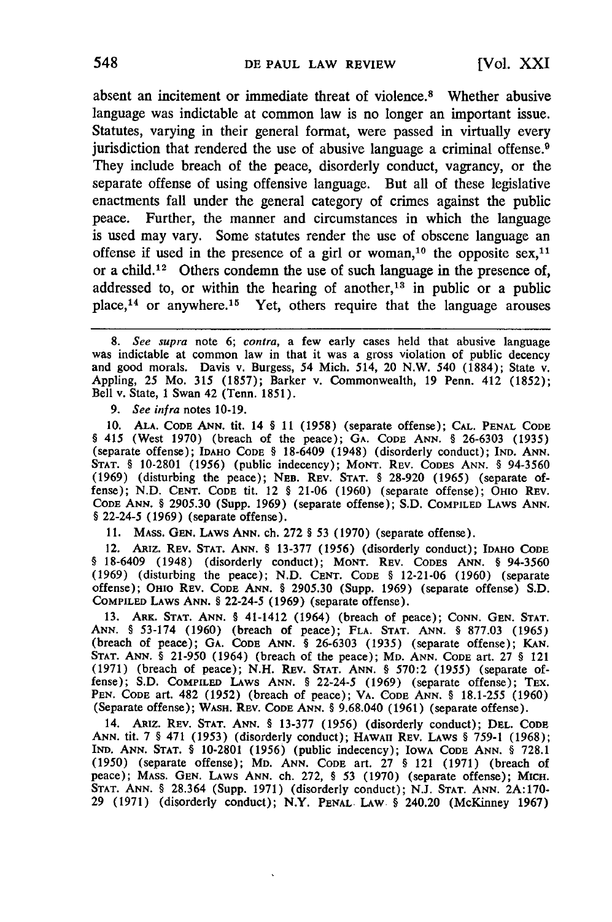absent an incitement or immediate threat of violence.[8] Whether abusive language was indictable at common law is no longer an important issue. Statutes, varying in their general format, were passed in virtually every jurisdiction that rendered the use of abusive language a criminal offense.[9] They include breach of the peace, disorderly conduct, vagrancy, or the separate offense of using offensive language. But all of these legislative enactments fall under the general category of crimes against the public peace. Further, the manner and circumstances in which the language is used may vary. Some statutes render the use of obscene language an offense if used in the presence of a girl or woman,[10] the opposite sex,[11] or a child.[12] Others condemn the use of such language in the presence of, addressed to, or within the hearing of another,[13] in public or a public place,[14] or anywhere.[15] Yet, others require that the language arouses

---

8. *See supra* note 6; *contra*, a few early cases held that abusive language was indictable at common law in that it was a gross violation of public decency and good morals. Davis v. Burgess, 54 Mich. 514, 20 N.W. 540 (1884); State v. Appling, 25 Mo. 315 (1857); Barker v. Commonwealth, 19 Penn. 412 (1852); Bell v. State, 1 Swan 42 (Tenn. 1851).

9. *See infra* notes 10-19.

10. ALA. CODE ANN. tit. 14 § 11 (1958) (separate offense); CAL. PENAL CODE § 415 (West 1970) (breach of the peace); GA. CODE ANN. § 26-6303 (1935) (separate offense); IDAHO CODE § 18-6409 (1948) (disorderly conduct); IND. ANN. STAT. § 10-2801 (1956) (public indecency); MONT. REV. CODES ANN. § 94-3560 (1969) (disturbing the peace); NEB. REV. STAT. § 28-920 (1965) (separate offense); N.D. CENT. CODE tit. 12 § 21-06 (1960) (separate offense); OHIO REV. CODE ANN. § 2905.30 (Supp. 1969) (separate offense); S.D. COMPILED LAWS ANN. § 22-24-5 (1969) (separate offense).

11. MASS. GEN. LAWS ANN. ch. 272 § 53 (1970) (separate offense).

12. ARIZ. REV. STAT. ANN. § 13-377 (1956) (disorderly conduct); IDAHO CODE § 18-6409 (1948) (disorderly conduct); MONT. REV. CODES ANN. § 94-3560 (1969) (disturbing the peace); N.D. CENT. CODE § 12-21-06 (1960) (separate offense); OHIO REV. CODE ANN. § 2905.30 (Supp. 1969) (separate offense) S.D. COMPILED LAWS ANN. § 22-24-5 (1969) (separate offense).

13. ARK. STAT. ANN. § 41-1412 (1964) (breach of peace); CONN. GEN. STAT. ANN. § 53-174 (1960) (breach of peace); FLA. STAT. ANN. § 877.03 (1965) (breach of peace); GA. CODE ANN. § 26-6303 (1935) (separate offense); KAN. STAT. ANN. § 21-950 (1964) (breach of the peace); MD. ANN. CODE art. 27 § 121 (1971) (breach of peace); N.H. REV. STAT. ANN. § 570:2 (1955) (separate offense); S.D. COMPILED LAWS ANN. § 22-24-5 (1969) (separate offense); TEX. PEN. CODE art. 482 (1952) (breach of peace); VA. CODE ANN. § 18.1-255 (1960) (Separate offense); WASH. REV. CODE ANN. § 9.68.040 (1961) (separate offense).

14. ARIZ. REV. STAT. ANN. § 13-377 (1956) (disorderly conduct); DEL. CODE ANN. tit. 7 § 471 (1953) (disorderly conduct); HAWAII REV. LAWS § 759-1 (1968); IND. ANN. STAT. § 10-2801 (1956) (public indecency); IOWA CODE ANN. § 728.1 (1950) (separate offense); MD. ANN. CODE art. 27 § 121 (1971) (breach of peace); MASS. GEN. LAWS ANN. ch. 272, § 53 (1970) (separate offense); MICH. STAT. ANN. § 28.364 (Supp. 1971) (disorderly conduct); N.J. STAT. ANN. 2A:170-29 (1971) (disorderly conduct); N.Y. PENAL LAW § 240.20 (McKinney 1967)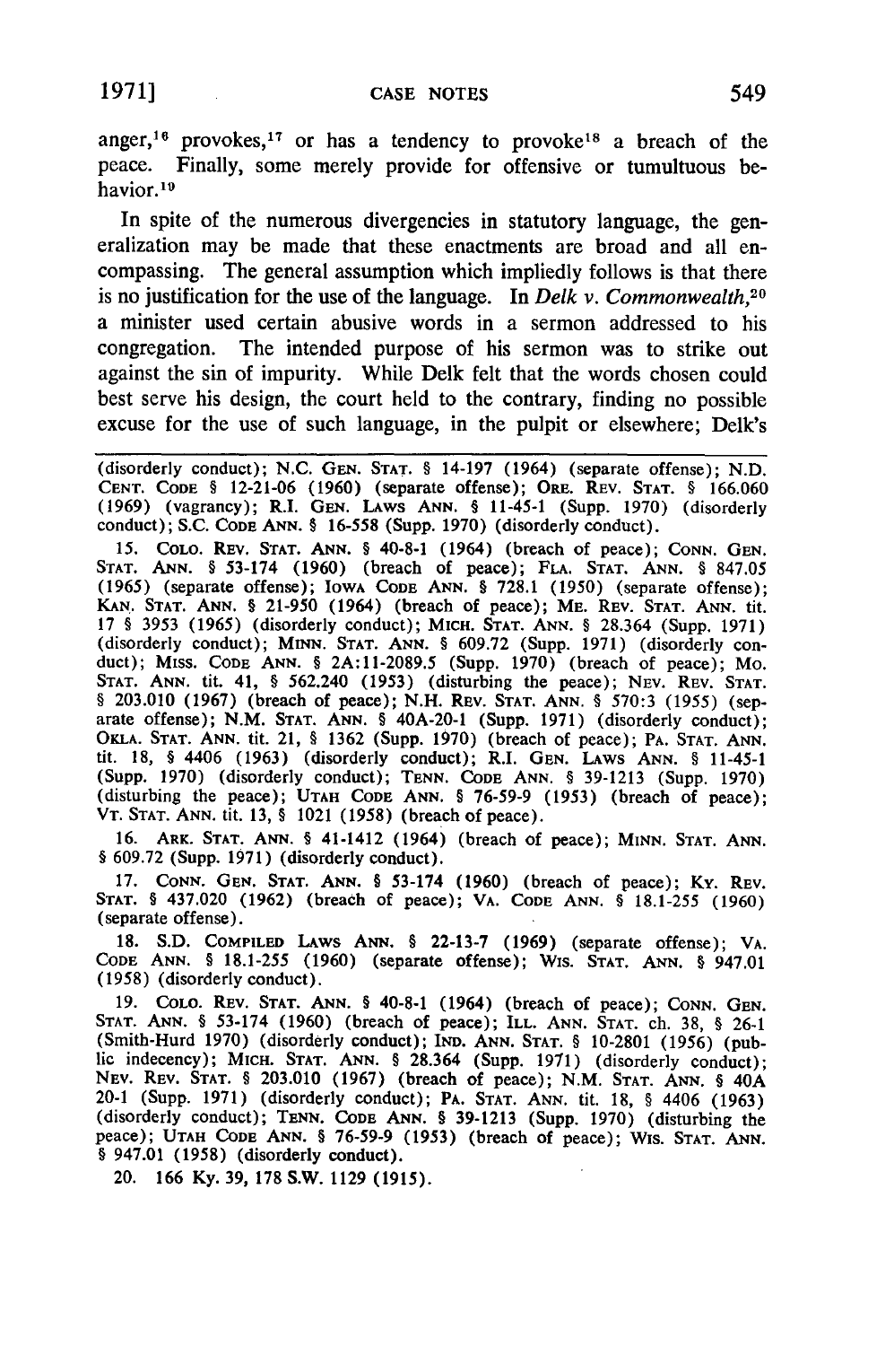anger,[16] provokes,[17] or has a tendency to provoke[18] a breach of the peace. Finally, some merely provide for offensive or tumultuous behavior.[19]

In spite of the numerous divergencies in statutory language, the generalization may be made that these enactments are broad and all encompassing. The general assumption which impliedly follows is that there is no justification for the use of the language. In *Delk v. Commonwealth*,[20] a minister used certain abusive words in a sermon addressed to his congregation. The intended purpose of his sermon was to strike out against the sin of impurity. While Delk felt that the words chosen could best serve his design, the court held to the contrary, finding no possible excuse for the use of such language, in the pulpit or elsewhere; Delk's

---

(disorderly conduct); N.C. GEN. STAT. § 14-197 (1964) (separate offense); N.D. CENT. CODE § 12-21-06 (1960) (separate offense); ORE. REV. STAT. § 166.060 (1969) (vagrancy); R.I. GEN. LAWS ANN. § 11-45-1 (Supp. 1970) (disorderly conduct); S.C. CODE ANN. § 16-558 (Supp. 1970) (disorderly conduct).

15. COLO. REV. STAT. ANN. § 40-8-1 (1964) (breach of peace); CONN. GEN. STAT. ANN. § 53-174 (1960) (breach of peace); FLA. STAT. ANN. § 847.05 (1965) (separate offense); IOWA CODE ANN. § 728.1 (1950) (separate offense); KAN. STAT. ANN. § 21-950 (1964) (breach of peace); ME. REV. STAT. ANN. tit. 17 § 3953 (1965) (disorderly conduct); MICH. STAT. ANN. § 28.364 (Supp. 1971) (disorderly conduct); MINN. STAT. ANN. § 609.72 (Supp. 1971) (disorderly conduct); MISS. CODE ANN. § 2A:11-2089.5 (Supp. 1970) (breach of peace); MO. STAT. ANN. tit. 41, § 562.240 (1953) (disturbing the peace); NEV. REV. STAT. § 203.010 (1967) (breach of peace); N.H. REV. STAT. ANN. § 570:3 (1955) (separate offense); N.M. STAT. ANN. § 40A-20-1 (Supp. 1971) (disorderly conduct); OKLA. STAT. ANN. tit. 21, § 1362 (Supp. 1970) (breach of peace); PA. STAT. ANN. tit. 18, § 4406 (1963) (disorderly conduct); R.I. GEN. LAWS ANN. § 11-45-1 (Supp. 1970) (disorderly conduct); TENN. CODE ANN. § 39-1213 (Supp. 1970) (disturbing the peace); UTAH CODE ANN. § 76-59-9 (1953) (breach of peace); VT. STAT. ANN. tit. 13, § 1021 (1958) (breach of peace).

16. ARK. STAT. ANN. § 41-1412 (1964) (breach of peace); MINN. STAT. ANN. § 609.72 (Supp. 1971) (disorderly conduct).

17. CONN. GEN. STAT. ANN. § 53-174 (1960) (breach of peace); KY. REV. STAT. § 437.020 (1962) (breach of peace); VA. CODE ANN. § 18.1-255 (1960) (separate offense).

18. S.D. COMPILED LAWS ANN. § 22-13-7 (1969) (separate offense); VA. CODE ANN. § 18.1-255 (1960) (separate offense); WIS. STAT. ANN. § 947.01 (1958) (disorderly conduct).

19. COLO. REV. STAT. ANN. § 40-8-1 (1964) (breach of peace); CONN. GEN. STAT. ANN. § 53-174 (1960) (breach of peace); ILL. ANN. STAT. ch. 38, § 26-1 (Smith-Hurd 1970) (disorderly conduct); IND. ANN. STAT. § 10-2801 (1956) (public indecency); MICH. STAT. ANN. § 28.364 (Supp. 1971) (disorderly conduct); NEV. REV. STAT. § 203.010 (1967) (breach of peace); N.M. STAT. ANN. § 40A 20-1 (Supp. 1971) (disorderly conduct); PA. STAT. ANN. tit. 18, § 4406 (1963) (disorderly conduct); TENN. CODE ANN. § 39-1213 (Supp. 1970) (disturbing the peace); UTAH CODE ANN. § 76-59-9 (1953) (breach of peace); WIS. STAT. ANN. § 947.01 (1958) (disorderly conduct).

20. 166 Ky. 39, 178 S.W. 1129 (1915).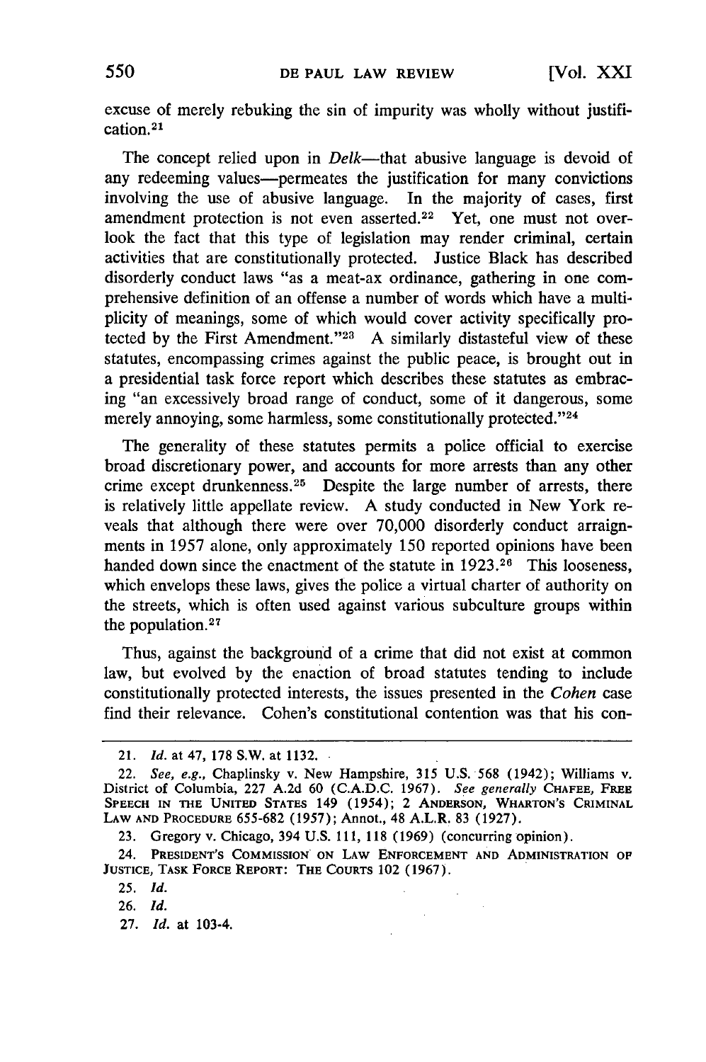excuse of merely rebuking the sin of impurity was wholly without justification.[21]

The concept relied upon in *Delk*—that abusive language is devoid of any redeeming values—permeates the justification for many convictions involving the use of abusive language. In the majority of cases, first amendment protection is not even asserted.[22] Yet, one must not overlook the fact that this type of legislation may render criminal, certain activities that are constitutionally protected. Justice Black has described disorderly conduct laws "as a meat-ax ordinance, gathering in one comprehensive definition of an offense a number of words which have a multiplicity of meanings, some of which would cover activity specifically protected by the First Amendment."[23] A similarly distasteful view of these statutes, encompassing crimes against the public peace, is brought out in a presidential task force report which describes these statutes as embracing "an excessively broad range of conduct, some of it dangerous, some merely annoying, some harmless, some constitutionally protected."[24]

The generality of these statutes permits a police official to exercise broad discretionary power, and accounts for more arrests than any other crime except drunkenness.[25] Despite the large number of arrests, there is relatively little appellate review. A study conducted in New York reveals that although there were over 70,000 disorderly conduct arraignments in 1957 alone, only approximately 150 reported opinions have been handed down since the enactment of the statute in 1923.[26] This looseness, which envelops these laws, gives the police a virtual charter of authority on the streets, which is often used against various subculture groups within the population.[27]

Thus, against the background of a crime that did not exist at common law, but evolved by the enaction of broad statutes tending to include constitutionally protected interests, the issues presented in the *Cohen* case find their relevance. Cohen's constitutional contention was that his con-

---

21. *Id.* at 47, 178 S.W. at 1132.

22. *See, e.g.*, Chaplinsky v. New Hampshire, 315 U.S. 568 (1942); Williams v. District of Columbia, 227 A.2d 60 (C.A.D.C. 1967). *See generally* CHAFEE, FREE SPEECH IN THE UNITED STATES 149 (1954); 2 ANDERSON, WHARTON'S CRIMINAL LAW AND PROCEDURE 655-682 (1957); Annot., 48 A.L.R. 83 (1927).

23. Gregory v. Chicago, 394 U.S. 111, 118 (1969) (concurring opinion).

24. PRESIDENT'S COMMISSION ON LAW ENFORCEMENT AND ADMINISTRATION OF JUSTICE, TASK FORCE REPORT: THE COURTS 102 (1967).

25. *Id.*

26. *Id.*

27. *Id.* at 103-4.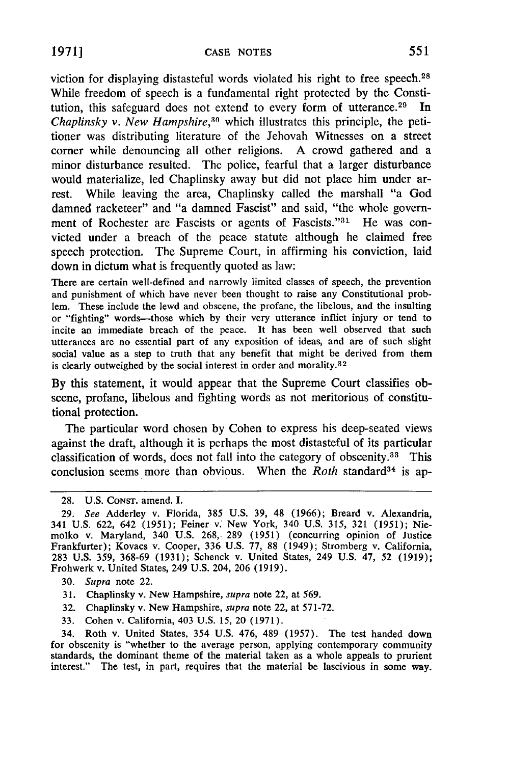viction for displaying distasteful words violated his right to free speech.[28] While freedom of speech is a fundamental right protected by the Constitution, this safeguard does not extend to every form of utterance.[29] In *Chaplinsky v. New Hampshire*,[30] which illustrates this principle, the petitioner was distributing literature of the Jehovah Witnesses on a street corner while denouncing all other religions. A crowd gathered and a minor disturbance resulted. The police, fearful that a larger disturbance would materialize, led Chaplinsky away but did not place him under arrest. While leaving the area, Chaplinsky called the marshall "a God damned racketeer" and "a damned Fascist" and said, "the whole government of Rochester are Fascists or agents of Fascists."[31] He was convicted under a breach of the peace statute although he claimed free speech protection. The Supreme Court, in affirming his conviction, laid down in dictum what is frequently quoted as law:

> There are certain well-defined and narrowly limited classes of speech, the prevention and punishment of which have never been thought to raise any Constitutional problem. These include the lewd and obscene, the profane, the libelous, and the insulting or "fighting" words—those which by their very utterance inflict injury or tend to incite an immediate breach of the peace. It has been well observed that such utterances are no essential part of any exposition of ideas, and are of such slight social value as a step to truth that any benefit that might be derived from them is clearly outweighed by the social interest in order and morality.[32]

By this statement, it would appear that the Supreme Court classifies obscene, profane, libelous and fighting words as not meritorious of constitutional protection.

The particular word chosen by Cohen to express his deep-seated views against the draft, although it is perhaps the most distasteful of its particular classification of words, does not fall into the category of obscenity.[33] This conclusion seems more than obvious. When the *Roth* standard[34] is ap-

---

28. U.S. CONST. amend. I.

29. *See* Adderley v. Florida, 385 U.S. 39, 48 (1966); Breard v. Alexandria, 341 U.S. 622, 642 (1951); Feiner v. New York, 340 U.S. 315, 321 (1951); Niemolko v. Maryland, 340 U.S. 268, 289 (1951) (concurring opinion of Justice Frankfurter); Kovacs v. Cooper, 336 U.S. 77, 88 (1949); Stromberg v. California, 283 U.S. 359, 368-69 (1931); Schenck v. United States, 249 U.S. 47, 52 (1919); Frohwerk v. United States, 249 U.S. 204, 206 (1919).

30. *Supra* note 22.

31. Chaplinsky v. New Hampshire, *supra* note 22, at 569.

32. Chaplinsky v. New Hampshire, *supra* note 22, at 571-72.

33. Cohen v. California, 403 U.S. 15, 20 (1971).

34. Roth v. United States, 354 U.S. 476, 489 (1957). The test handed down for obscenity is "whether to the average person, applying contemporary community standards, the dominant theme of the material taken as a whole appeals to prurient interest." The test, in part, requires that the material be lascivious in some way.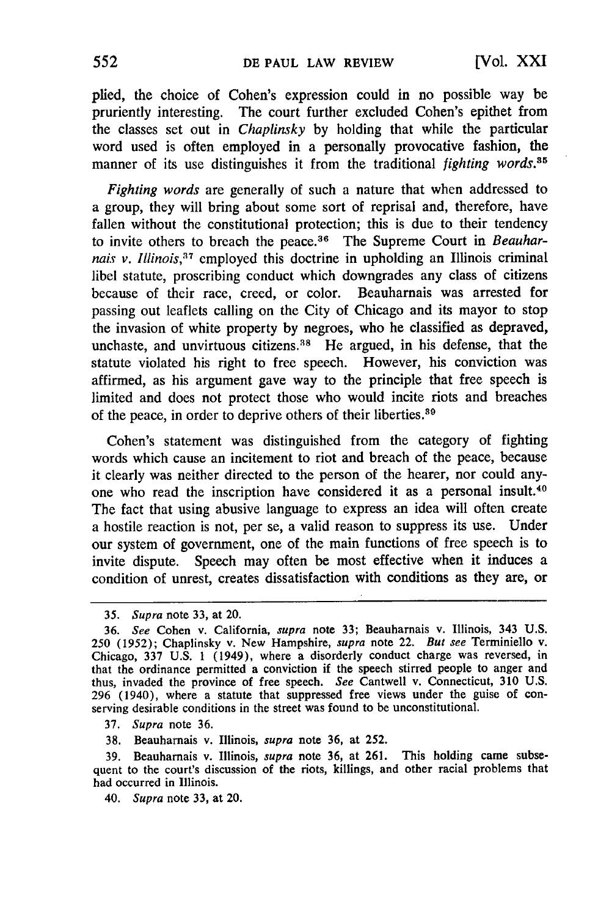plied, the choice of Cohen's expression could in no possible way be pruriently interesting. The court further excluded Cohen's epithet from the classes set out in *Chaplinsky* by holding that while the particular word used is often employed in a personally provocative fashion, the manner of its use distinguishes it from the traditional *fighting words*.[35]

*Fighting words* are generally of such a nature that when addressed to a group, they will bring about some sort of reprisal and, therefore, have fallen without the constitutional protection; this is due to their tendency to invite others to breach the peace.[36] The Supreme Court in *Beauharnais v. Illinois*,[37] employed this doctrine in upholding an Illinois criminal libel statute, proscribing conduct which downgrades any class of citizens because of their race, creed, or color. Beauharnais was arrested for passing out leaflets calling on the City of Chicago and its mayor to stop the invasion of white property by negroes, who he classified as depraved, unchaste, and unvirtuous citizens.[38] He argued, in his defense, that the statute violated his right to free speech. However, his conviction was affirmed, as his argument gave way to the principle that free speech is limited and does not protect those who would incite riots and breaches of the peace, in order to deprive others of their liberties.[39]

Cohen's statement was distinguished from the category of fighting words which cause an incitement to riot and breach of the peace, because it clearly was neither directed to the person of the hearer, nor could anyone who read the inscription have considered it as a personal insult.[40] The fact that using abusive language to express an idea will often create a hostile reaction is not, per se, a valid reason to suppress its use. Under our system of government, one of the main functions of free speech is to invite dispute. Speech may often be most effective when it induces a condition of unrest, creates dissatisfaction with conditions as they are, or

---

35. *Supra* note 33, at 20.

36. *See* Cohen v. California, *supra* note 33; Beauharnais v. Illinois, 343 U.S. 250 (1952); Chaplinsky v. New Hampshire, *supra* note 22. *But see* Terminiello v. Chicago, 337 U.S. 1 (1949), where a disorderly conduct charge was reversed, in that the ordinance permitted a conviction if the speech stirred people to anger and thus, invaded the province of free speech. *See* Cantwell v. Connecticut, 310 U.S. 296 (1940), where a statute that suppressed free views under the guise of conserving desirable conditions in the street was found to be unconstitutional.

37. *Supra* note 36.

38. Beauharnais v. Illinois, *supra* note 36, at 252.

39. Beauharnais v. Illinois, *supra* note 36, at 261. This holding came subsequent to the court's discussion of the riots, killings, and other racial problems that had occurred in Illinois.

40. *Supra* note 33, at 20.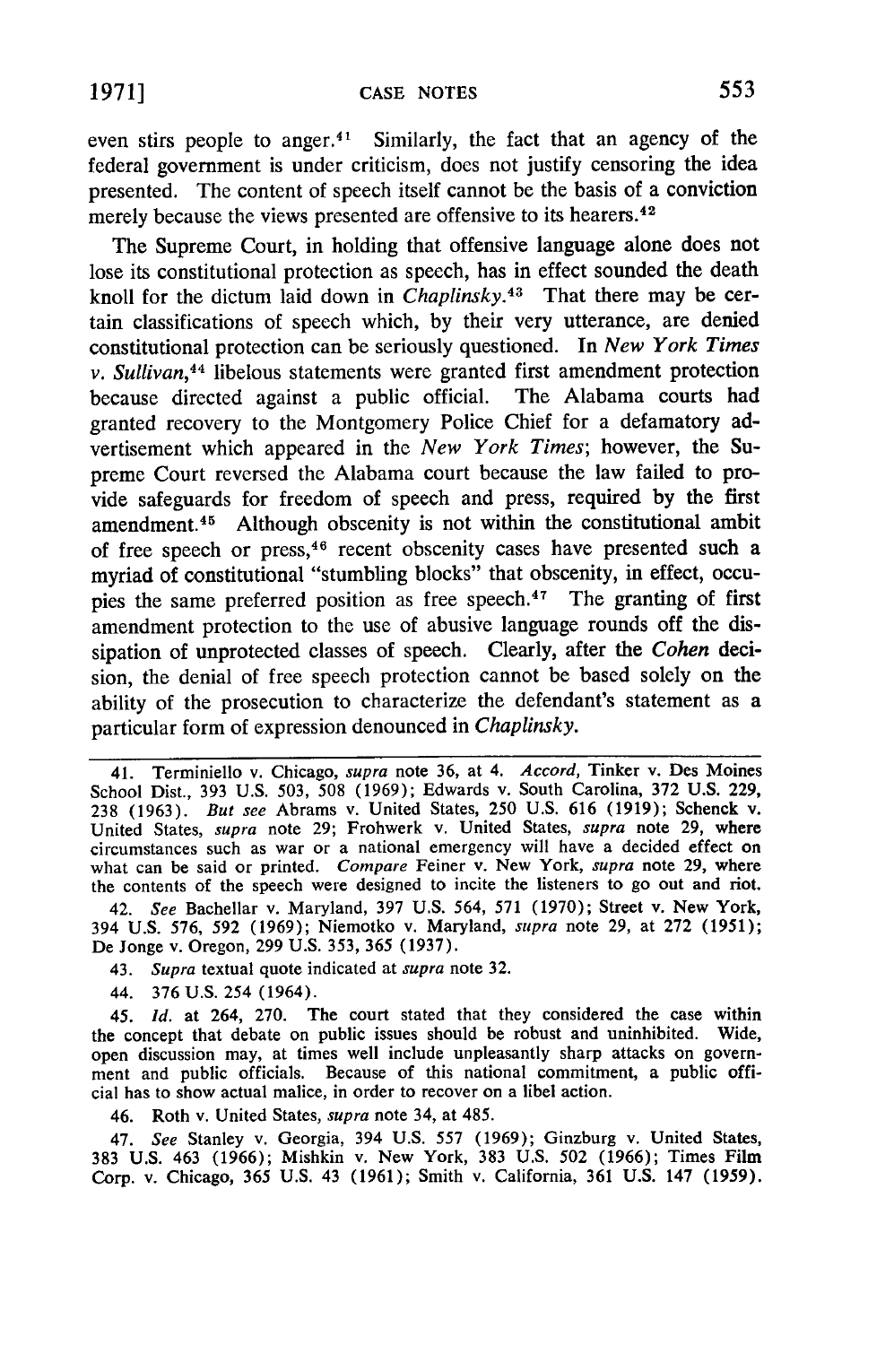even stirs people to anger.[41] Similarly, the fact that an agency of the federal government is under criticism, does not justify censoring the idea presented. The content of speech itself cannot be the basis of a conviction merely because the views presented are offensive to its hearers.[42]

The Supreme Court, in holding that offensive language alone does not lose its constitutional protection as speech, has in effect sounded the death knoll for the dictum laid down in *Chaplinsky*.[43] That there may be certain classifications of speech which, by their very utterance, are denied constitutional protection can be seriously questioned. In *New York Times v. Sullivan*,[44] libelous statements were granted first amendment protection because directed against a public official. The Alabama courts had granted recovery to the Montgomery Police Chief for a defamatory advertisement which appeared in the *New York Times*; however, the Supreme Court reversed the Alabama court because the law failed to provide safeguards for freedom of speech and press, required by the first amendment.[45] Although obscenity is not within the constitutional ambit of free speech or press,[46] recent obscenity cases have presented such a myriad of constitutional "stumbling blocks" that obscenity, in effect, occupies the same preferred position as free speech.[47] The granting of first amendment protection to the use of abusive language rounds off the dissipation of unprotected classes of speech. Clearly, after the *Cohen* decision, the denial of free speech protection cannot be based solely on the ability of the prosecution to characterize the defendant's statement as a particular form of expression denounced in *Chaplinsky*.

---

41. Terminiello v. Chicago, *supra* note 36, at 4. *Accord,* Tinker v. Des Moines School Dist., 393 U.S. 503, 508 (1969); Edwards v. South Carolina, 372 U.S. 229, 238 (1963). *But see* Abrams v. United States, 250 U.S. 616 (1919); Schenck v. United States, *supra* note 29; Frohwerk v. United States, *supra* note 29, where circumstances such as war or a national emergency will have a decided effect on what can be said or printed. *Compare* Feiner v. New York, *supra* note 29, where the contents of the speech were designed to incite the listeners to go out and riot.

42. *See* Bachellar v. Maryland, 397 U.S. 564, 571 (1970); Street v. New York, 394 U.S. 576, 592 (1969); Niemotko v. Maryland, *supra* note 29, at 272 (1951); De Jonge v. Oregon, 299 U.S. 353, 365 (1937).

43. *Supra* textual quote indicated at *supra* note 32.

44. 376 U.S. 254 (1964).

45. *Id.* at 264, 270. The court stated that they considered the case within the concept that debate on public issues should be robust and uninhibited. Wide, open discussion may, at times well include unpleasantly sharp attacks on government and public officials. Because of this national commitment, a public official has to show actual malice, in order to recover on a libel action.

46. Roth v. United States, *supra* note 34, at 485.

47. *See* Stanley v. Georgia, 394 U.S. 557 (1969); Ginzburg v. United States, 383 U.S. 463 (1966); Mishkin v. New York, 383 U.S. 502 (1966); Times Film Corp. v. Chicago, 365 U.S. 43 (1961); Smith v. California, 361 U.S. 147 (1959).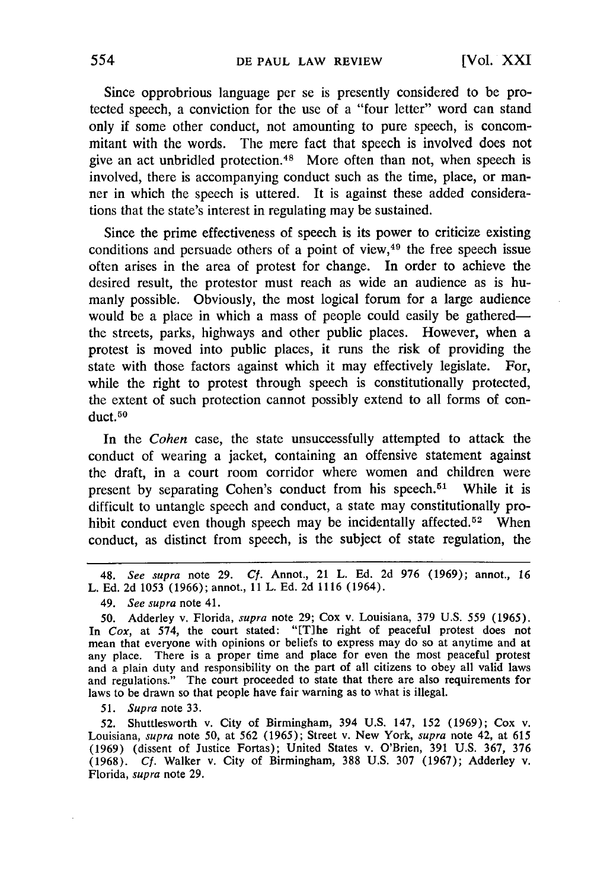Since opprobrious language per se is presently considered to be protected speech, a conviction for the use of a "four letter" word can stand only if some other conduct, not amounting to pure speech, is concommitant with the words. The mere fact that speech is involved does not give an act unbridled protection.[48] More often than not, when speech is involved, there is accompanying conduct such as the time, place, or manner in which the speech is uttered. It is against these added considerations that the state's interest in regulating may be sustained.

Since the prime effectiveness of speech is its power to criticize existing conditions and persuade others of a point of view,[49] the free speech issue often arises in the area of protest for change. In order to achieve the desired result, the protestor must reach as wide an audience as is humanly possible. Obviously, the most logical forum for a large audience would be a place in which a mass of people could easily be gathered—the streets, parks, highways and other public places. However, when a protest is moved into public places, it runs the risk of providing the state with those factors against which it may effectively legislate. For, while the right to protest through speech is constitutionally protected, the extent of such protection cannot possibly extend to all forms of conduct.[50]

In the *Cohen* case, the state unsuccessfully attempted to attack the conduct of wearing a jacket, containing an offensive statement against the draft, in a court room corridor where women and children were present by separating Cohen's conduct from his speech.[51] While it is difficult to untangle speech and conduct, a state may constitutionally prohibit conduct even though speech may be incidentally affected.[52] When conduct, as distinct from speech, is the subject of state regulation, the

---

48. *See supra* note 29. *Cf.* Annot., 21 L. Ed. 2d 976 (1969); annot., 16 L. Ed. 2d 1053 (1966); annot., 11 L. Ed. 2d 1116 (1964).

49. *See supra* note 41.

50. Adderley v. Florida, *supra* note 29; Cox v. Louisiana, 379 U.S. 559 (1965). In *Cox*, at 574, the court stated: "[T]he right of peaceful protest does not mean that everyone with opinions or beliefs to express may do so at anytime and at any place. There is a proper time and place for even the most peaceful protest and a plain duty and responsibility on the part of all citizens to obey all valid laws and regulations." The court proceeded to state that there are also requirements for laws to be drawn so that people have fair warning as to what is illegal.

51. *Supra* note 33.

52. Shuttlesworth v. City of Birmingham, 394 U.S. 147, 152 (1969); Cox v. Louisiana, *supra* note 50, at 562 (1965); Street v. New York, *supra* note 42, at 615 (1969) (dissent of Justice Fortas); United States v. O'Brien, 391 U.S. 367, 376 (1968). *Cf.* Walker v. City of Birmingham, 388 U.S. 307 (1967); Adderley v. Florida, *supra* note 29.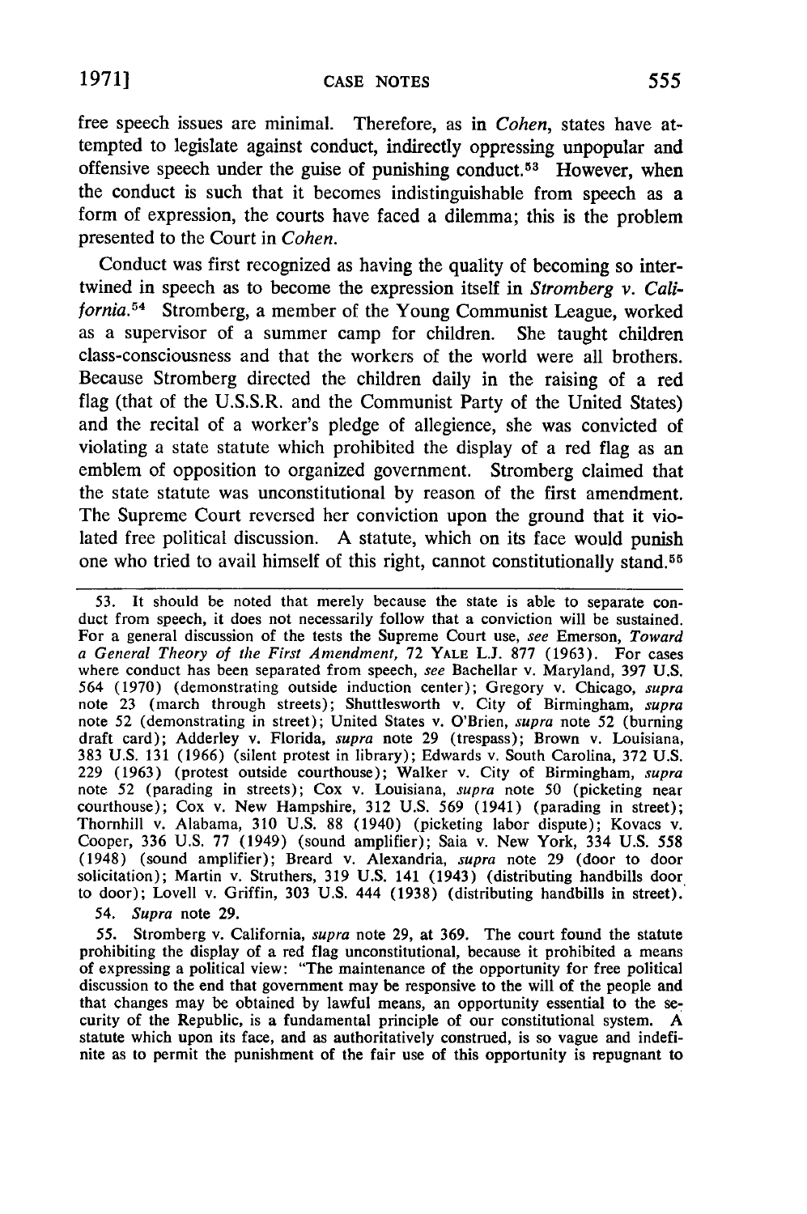free speech issues are minimal. Therefore, as in *Cohen*, states have attempted to legislate against conduct, indirectly oppressing unpopular and offensive speech under the guise of punishing conduct.[53] However, when the conduct is such that it becomes indistinguishable from speech as a form of expression, the courts have faced a dilemma; this is the problem presented to the Court in *Cohen*.

Conduct was first recognized as having the quality of becoming so intertwined in speech as to become the expression itself in *Stromberg v. California*.[54] Stromberg, a member of the Young Communist League, worked as a supervisor of a summer camp for children. She taught children class-consciousness and that the workers of the world were all brothers. Because Stromberg directed the children daily in the raising of a red flag (that of the U.S.S.R. and the Communist Party of the United States) and the recital of a worker's pledge of allegience, she was convicted of violating a state statute which prohibited the display of a red flag as an emblem of opposition to organized government. Stromberg claimed that the state statute was unconstitutional by reason of the first amendment. The Supreme Court reversed her conviction upon the ground that it violated free political discussion. A statute, which on its face would punish one who tried to avail himself of this right, cannot constitutionally stand.[55]

---

53. It should be noted that merely because the state is able to separate conduct from speech, it does not necessarily follow that a conviction will be sustained. For a general discussion of the tests the Supreme Court use, *see* Emerson, *Toward a General Theory of the First Amendment*, 72 YALE L.J. 877 (1963). For cases where conduct has been separated from speech, *see* Bachellar v. Maryland, 397 U.S. 564 (1970) (demonstrating outside induction center); Gregory v. Chicago, *supra* note 23 (march through streets); Shuttlesworth v. City of Birmingham, *supra* note 52 (demonstrating in street); United States v. O'Brien, *supra* note 52 (burning draft card); Adderley v. Florida, *supra* note 29 (trespass); Brown v. Louisiana, 383 U.S. 131 (1966) (silent protest in library); Edwards v. South Carolina, 372 U.S. 229 (1963) (protest outside courthouse); Walker v. City of Birmingham, *supra* note 52 (parading in streets); Cox v. Louisiana, *supra* note 50 (picketing near courthouse); Cox v. New Hampshire, 312 U.S. 569 (1941) (parading in street); Thornhill v. Alabama, 310 U.S. 88 (1940) (picketing labor dispute); Kovacs v. Cooper, 336 U.S. 77 (1949) (sound amplifier); Saia v. New York, 334 U.S. 558 (1948) (sound amplifier); Breard v. Alexandria, *supra* note 29 (door to door solicitation); Martin v. Struthers, 319 U.S. 141 (1943) (distributing handbills door to door); Lovell v. Griffin, 303 U.S. 444 (1938) (distributing handbills in street).

54. *Supra* note 29.

55. Stromberg v. California, *supra* note 29, at 369. The court found the statute prohibiting the display of a red flag unconstitutional, because it prohibited a means of expressing a political view: "The maintenance of the opportunity for free political discussion to the end that government may be responsive to the will of the people and that changes may be obtained by lawful means, an opportunity essential to the security of the Republic, is a fundamental principle of our constitutional system. A statute which upon its face, and as authoritatively construed, is so vague and indefinite as to permit the punishment of the fair use of this opportunity is repugnant to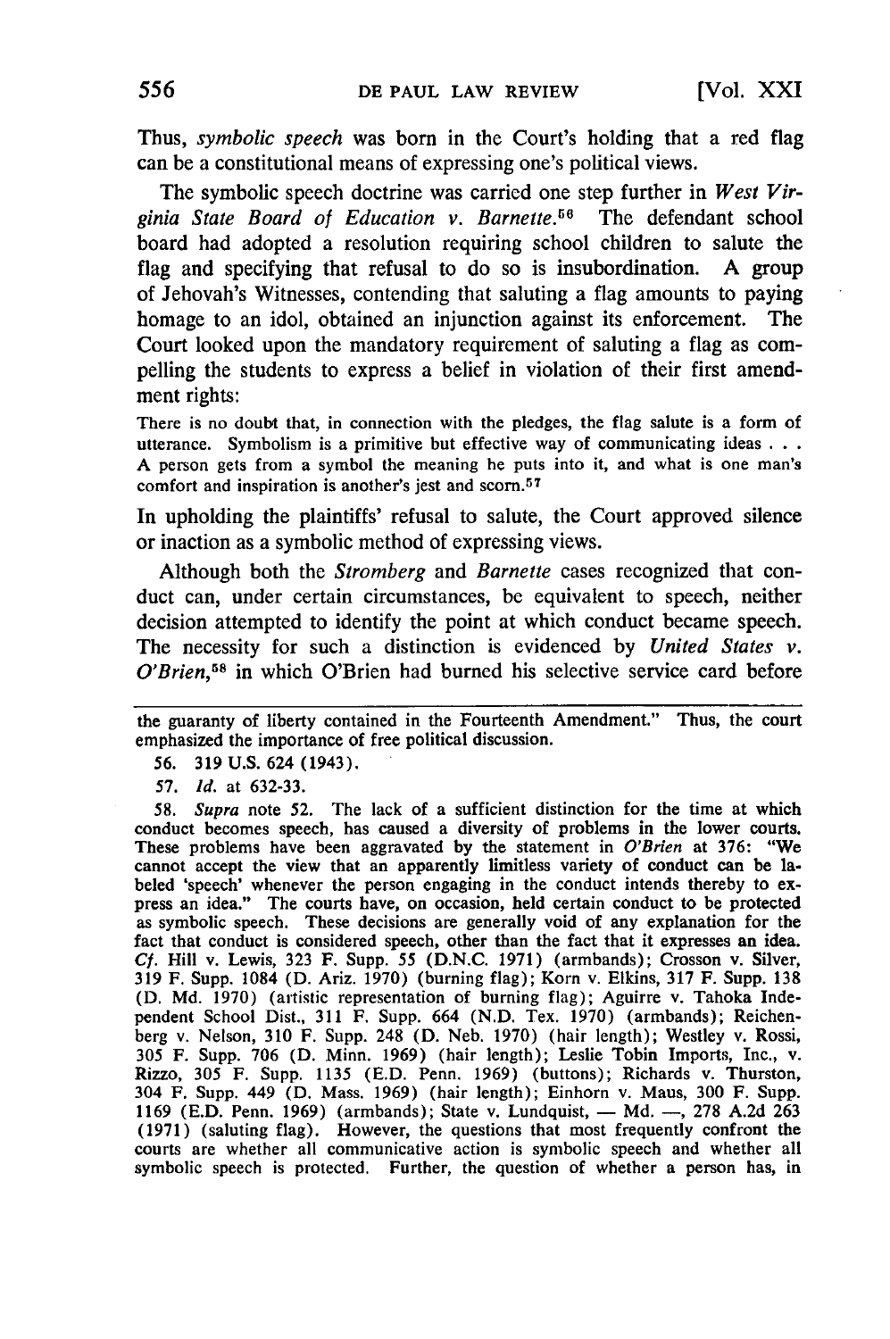Thus, *symbolic speech* was born in the Court's holding that a red flag can be a constitutional means of expressing one's political views.

The symbolic speech doctrine was carried one step further in *West Virginia State Board of Education v. Barnette*.[56] The defendant school board had adopted a resolution requiring school children to salute the flag and specifying that refusal to do so is insubordination. A group of Jehovah's Witnesses, contending that saluting a flag amounts to paying homage to an idol, obtained an injunction against its enforcement. The Court looked upon the mandatory requirement of saluting a flag as compelling the students to express a belief in violation of their first amendment rights:

> There is no doubt that, in connection with the pledges, the flag salute is a form of utterance. Symbolism is a primitive but effective way of communicating ideas . . . A person gets from a symbol the meaning he puts into it, and what is one man's comfort and inspiration is another's jest and scorn.[57]

In upholding the plaintiffs' refusal to salute, the Court approved silence or inaction as a symbolic method of expressing views.

Although both the *Stromberg* and *Barnette* cases recognized that conduct can, under certain circumstances, be equivalent to speech, neither decision attempted to identify the point at which conduct became speech. The necessity for such a distinction is evidenced by *United States v. O'Brien*,[58] in which O'Brien had burned his selective service card before

---

the guaranty of liberty contained in the Fourteenth Amendment." Thus, the court emphasized the importance of free political discussion.

56. 319 U.S. 624 (1943).

57. *Id.* at 632-33.

58. *Supra* note 52. The lack of a sufficient distinction for the time at which conduct becomes speech, has caused a diversity of problems in the lower courts. These problems have been aggravated by the statement in *O'Brien* at 376: "We cannot accept the view that an apparently limitless variety of conduct can be labeled 'speech' whenever the person engaging in the conduct intends thereby to express an idea." The courts have, on occasion, held certain conduct to be protected as symbolic speech. These decisions are generally void of any explanation for the fact that conduct is considered speech, other than the fact that it expresses an idea. *Cf.* Hill v. Lewis, 323 F. Supp. 55 (D.N.C. 1971) (armbands); Crosson v. Silver, 319 F. Supp. 1084 (D. Ariz. 1970) (burning flag); Korn v. Elkins, 317 F. Supp. 138 (D. Md. 1970) (artistic representation of burning flag); Aguirre v. Tahoka Independent School Dist., 311 F. Supp. 664 (N.D. Tex. 1970) (armbands); Reichenberg v. Nelson, 310 F. Supp. 248 (D. Neb. 1970) (hair length); Westley v. Rossi, 305 F. Supp. 706 (D. Minn. 1969) (hair length); Leslie Tobin Imports, Inc., v. Rizzo, 305 F. Supp. 1135 (E.D. Penn. 1969) (buttons); Richards v. Thurston, 304 F. Supp. 449 (D. Mass. 1969) (hair length); Einhorn v. Maus, 300 F. Supp. 1169 (E.D. Penn. 1969) (armbands); State v. Lundquist, — Md. —, 278 A.2d 263 (1971) (saluting flag). However, the questions that most frequently confront the courts are whether all communicative action is symbolic speech and whether all symbolic speech is protected. Further, the question of whether a person has, in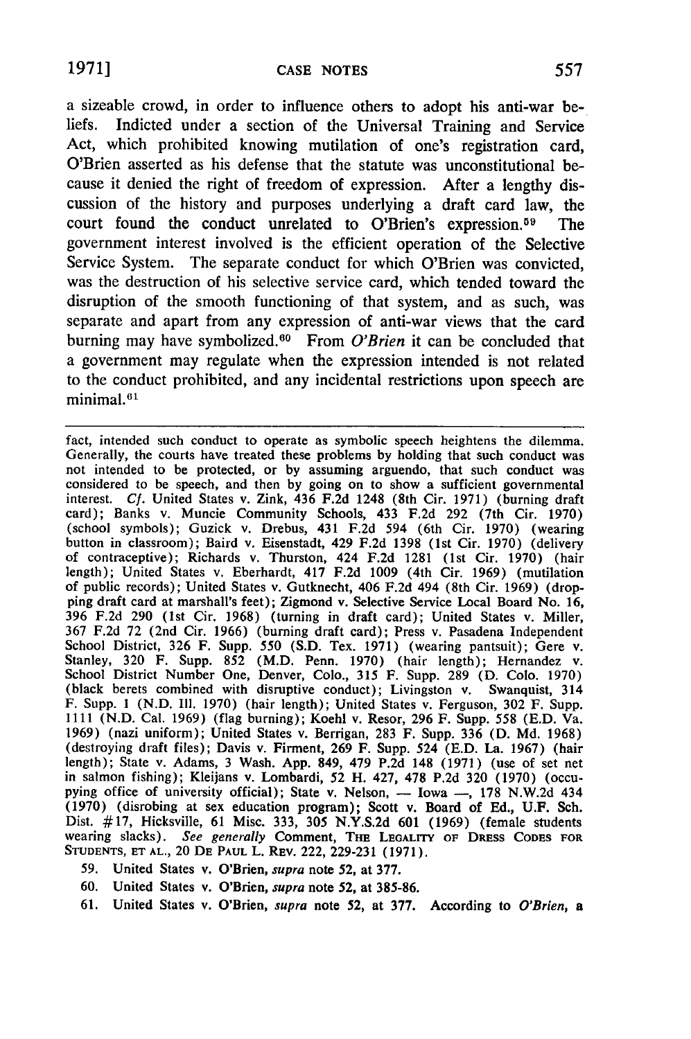a sizeable crowd, in order to influence others to adopt his anti-war beliefs. Indicted under a section of the Universal Training and Service Act, which prohibited knowing mutilation of one's registration card, O'Brien asserted as his defense that the statute was unconstitutional because it denied the right of freedom of expression. After a lengthy discussion of the history and purposes underlying a draft card law, the court found the conduct unrelated to O'Brien's expression.[59] The government interest involved is the efficient operation of the Selective Service System. The separate conduct for which O'Brien was convicted, was the destruction of his selective service card, which tended toward the disruption of the smooth functioning of that system, and as such, was separate and apart from any expression of anti-war views that the card burning may have symbolized.[60] From *O'Brien* it can be concluded that a government may regulate when the expression intended is not related to the conduct prohibited, and any incidental restrictions upon speech are minimal.[61]

---

fact, intended such conduct to operate as symbolic speech heightens the dilemma. Generally, the courts have treated these problems by holding that such conduct was not intended to be protected, or by assuming arguendo, that such conduct was considered to be speech, and then by going on to show a sufficient governmental interest. *Cf.* United States v. Zink, 436 F.2d 1248 (8th Cir. 1971) (burning draft card); Banks v. Muncie Community Schools, 433 F.2d 292 (7th Cir. 1970) (school symbols); Guzick v. Drebus, 431 F.2d 594 (6th Cir. 1970) (wearing button in classroom); Baird v. Eisenstadt, 429 F.2d 1398 (1st Cir. 1970) (delivery of contraceptive); Richards v. Thurston, 424 F.2d 1281 (1st Cir. 1970) (hair length); United States v. Eberhardt, 417 F.2d 1009 (4th Cir. 1969) (mutilation of public records); United States v. Gutknecht, 406 F.2d 494 (8th Cir. 1969) (dropping draft card at marshall's feet); Zigmond v. Selective Service Local Board No. 16, 396 F.2d 290 (1st Cir. 1968) (turning in draft card); United States v. Miller, 367 F.2d 72 (2nd Cir. 1966) (burning draft card); Press v. Pasadena Independent School District, 326 F. Supp. 550 (S.D. Tex. 1971) (wearing pantsuit); Gere v. Stanley, 320 F. Supp. 852 (M.D. Penn. 1970) (hair length); Hernandez v. School District Number One, Denver, Colo., 315 F. Supp. 289 (D. Colo. 1970) (black berets combined with disruptive conduct); Livingston v. Swanquist, 314 F. Supp. 1 (N.D. Ill. 1970) (hair length); United States v. Ferguson, 302 F. Supp. 1111 (N.D. Cal. 1969) (flag burning); Koehl v. Resor, 296 F. Supp. 558 (E.D. Va. 1969) (nazi uniform); United States v. Berrigan, 283 F. Supp. 336 (D. Md. 1968) (destroying draft files); Davis v. Firment, 269 F. Supp. 524 (E.D. La. 1967) (hair length); State v. Adams, 3 Wash. App. 849, 479 P.2d 148 (1971) (use of set net in salmon fishing); Kleijans v. Lombardi, 52 H. 427, 478 P.2d 320 (1970) (occupying office of university official); State v. Nelson, — Iowa —, 178 N.W.2d 434 (1970) (disrobing at sex education program); Scott v. Board of Ed., U.F. Sch. Dist. #17, Hicksville, 61 Misc. 333, 305 N.Y.S.2d 601 (1969) (female students wearing slacks). *See generally* Comment, THE LEGALITY OF DRESS CODES FOR STUDENTS, ET AL., 20 DE PAUL L. REV. 222, 229-231 (1971).

59. United States v. O'Brien, *supra* note 52, at 377.

60. United States v. O'Brien, *supra* note 52, at 385-86.

61. United States v. O'Brien, *supra* note 52, at 377. According to *O'Brien*, a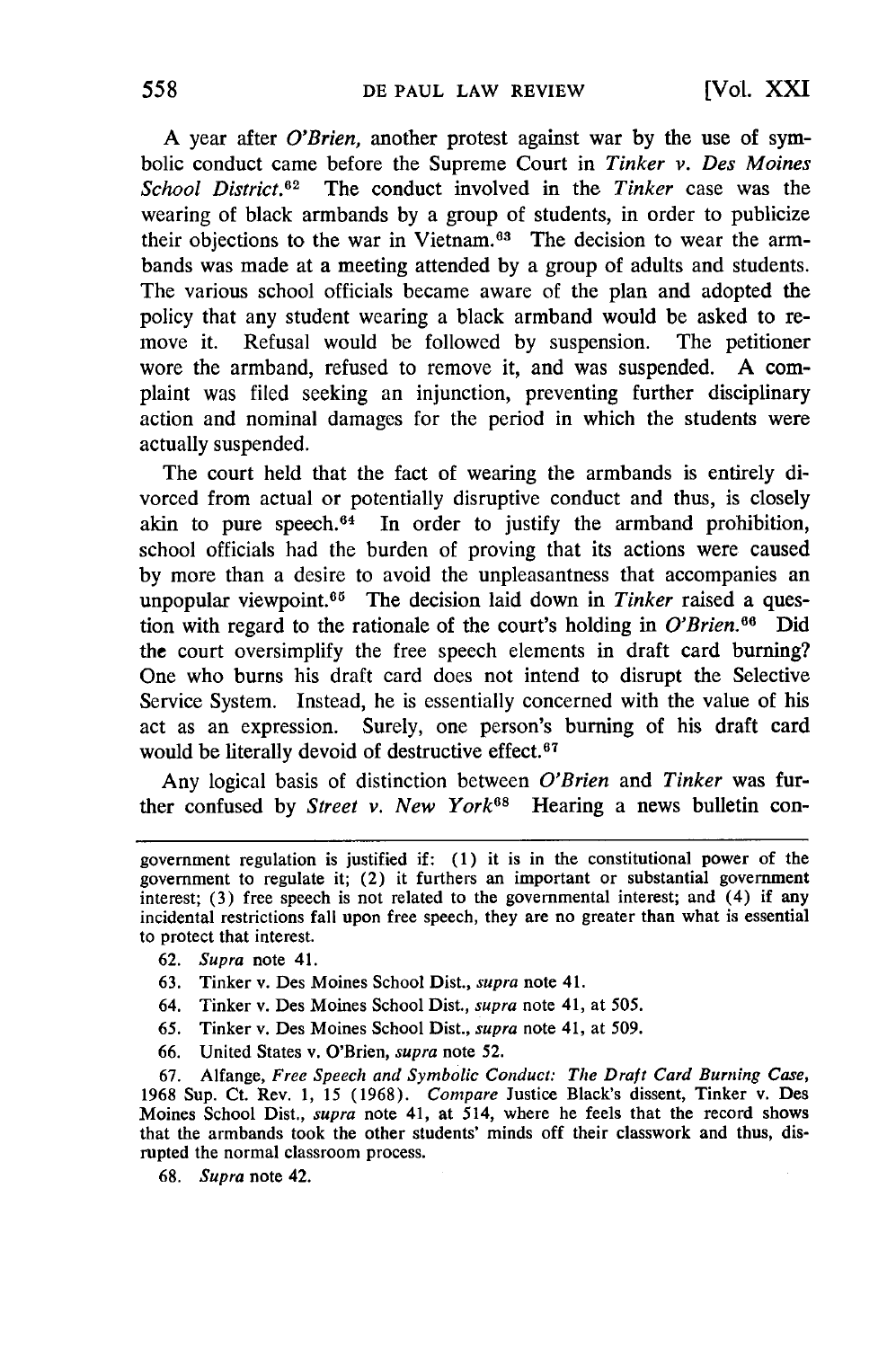A year after *O'Brien,* another protest against war by the use of symbolic conduct came before the Supreme Court in *Tinker v. Des Moines School District.*[62] The conduct involved in the *Tinker* case was the wearing of black armbands by a group of students, in order to publicize their objections to the war in Vietnam.[63] The decision to wear the armbands was made at a meeting attended by a group of adults and students. The various school officials became aware of the plan and adopted the policy that any student wearing a black armband would be asked to remove it. Refusal would be followed by suspension. The petitioner wore the armband, refused to remove it, and was suspended. A complaint was filed seeking an injunction, preventing further disciplinary action and nominal damages for the period in which the students were actually suspended.

The court held that the fact of wearing the armbands is entirely divorced from actual or potentially disruptive conduct and thus, is closely akin to pure speech.[64] In order to justify the armband prohibition, school officials had the burden of proving that its actions were caused by more than a desire to avoid the unpleasantness that accompanies an unpopular viewpoint.[65] The decision laid down in *Tinker* raised a question with regard to the rationale of the court's holding in *O'Brien.*[66] Did the court oversimplify the free speech elements in draft card burning? One who burns his draft card does not intend to disrupt the Selective Service System. Instead, he is essentially concerned with the value of his act as an expression. Surely, one person's burning of his draft card would be literally devoid of destructive effect.[67]

Any logical basis of distinction between *O'Brien* and *Tinker* was further confused by *Street v. New York*[68] Hearing a news bulletin con-

---

government regulation is justified if: (1) it is in the constitutional power of the government to regulate it; (2) it furthers an important or substantial government interest; (3) free speech is not related to the governmental interest; and (4) if any incidental restrictions fall upon free speech, they are no greater than what is essential to protect that interest.

62. *Supra* note 41.

63. Tinker v. Des Moines School Dist., *supra* note 41.

64. Tinker v. Des Moines School Dist., *supra* note 41, at 505.

65. Tinker v. Des Moines School Dist., *supra* note 41, at 509.

66. United States v. O'Brien, *supra* note 52.

67. Alfange, *Free Speech and Symbolic Conduct: The Draft Card Burning Case,* 1968 Sup. Ct. Rev. 1, 15 (1968). *Compare* Justice Black's dissent, Tinker v. Des Moines School Dist., *supra* note 41, at 514, where he feels that the record shows that the armbands took the other students' minds off their classwork and thus, disrupted the normal classroom process.

68. *Supra* note 42.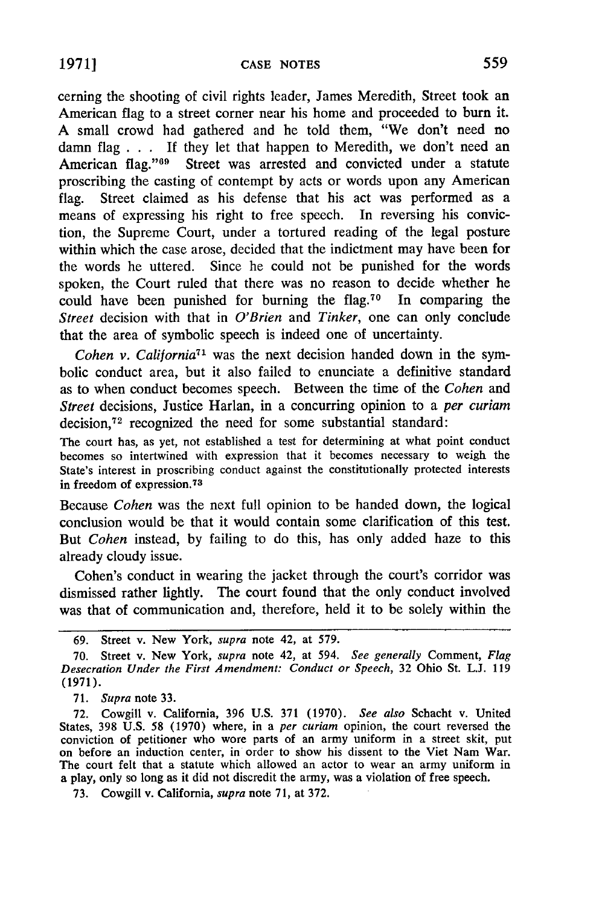cerning the shooting of civil rights leader, James Meredith, Street took an American flag to a street corner near his home and proceeded to burn it. A small crowd had gathered and he told them, "We don't need no damn flag . . . If they let that happen to Meredith, we don't need an American flag."[69] Street was arrested and convicted under a statute proscribing the casting of contempt by acts or words upon any American flag. Street claimed as his defense that his act was performed as a means of expressing his right to free speech. In reversing his conviction, the Supreme Court, under a tortured reading of the legal posture within which the case arose, decided that the indictment may have been for the words he uttered. Since he could not be punished for the words spoken, the Court ruled that there was no reason to decide whether he could have been punished for burning the flag.[70] In comparing the *Street* decision with that in *O'Brien* and *Tinker*, one can only conclude that the area of symbolic speech is indeed one of uncertainty.

*Cohen v. California*[71] was the next decision handed down in the symbolic conduct area, but it also failed to enunciate a definitive standard as to when conduct becomes speech. Between the time of the *Cohen* and *Street* decisions, Justice Harlan, in a concurring opinion to a *per curiam* decision,[72] recognized the need for some substantial standard:

> The court has, as yet, not established a test for determining at what point conduct becomes so intertwined with expression that it becomes necessary to weigh the State's interest in proscribing conduct against the constitutionally protected interests in freedom of expression.[73]

Because *Cohen* was the next full opinion to be handed down, the logical conclusion would be that it would contain some clarification of this test. But *Cohen* instead, by failing to do this, has only added haze to this already cloudy issue.

Cohen's conduct in wearing the jacket through the court's corridor was dismissed rather lightly. The court found that the only conduct involved was that of communication and, therefore, held it to be solely within the

---

69. Street v. New York, *supra* note 42, at 579.

70. Street v. New York, *supra* note 42, at 594. *See generally* Comment, *Flag Desecration Under the First Amendment: Conduct or Speech*, 32 Ohio St. L.J. 119 (1971).

71. *Supra* note 33.

72. Cowgill v. California, 396 U.S. 371 (1970). *See also* Schacht v. United States, 398 U.S. 58 (1970) where, in a *per curiam* opinion, the court reversed the conviction of petitioner who wore parts of an army uniform in a street skit, put on before an induction center, in order to show his dissent to the Viet Nam War. The court felt that a statute which allowed an actor to wear an army uniform in a play, only so long as it did not discredit the army, was a violation of free speech.

73. Cowgill v. California, *supra* note 71, at 372.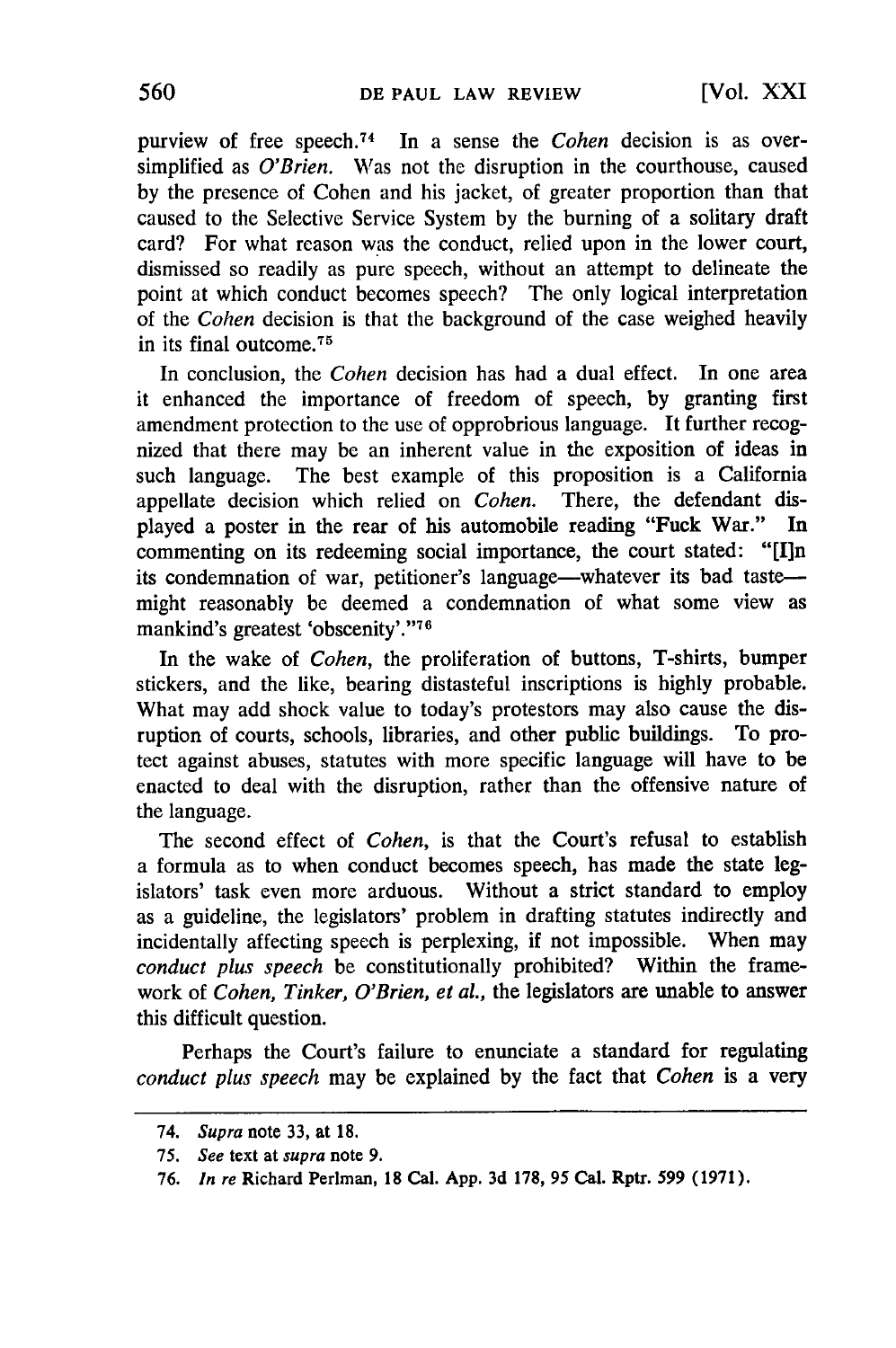purview of free speech.[74] In a sense the *Cohen* decision is as oversimplified as *O'Brien.* Was not the disruption in the courthouse, caused by the presence of Cohen and his jacket, of greater proportion than that caused to the Selective Service System by the burning of a solitary draft card? For what reason was the conduct, relied upon in the lower court, dismissed so readily as pure speech, without an attempt to delineate the point at which conduct becomes speech? The only logical interpretation of the *Cohen* decision is that the background of the case weighed heavily in its final outcome.[75]

In conclusion, the *Cohen* decision has had a dual effect. In one area it enhanced the importance of freedom of speech, by granting first amendment protection to the use of opprobrious language. It further recognized that there may be an inherent value in the exposition of ideas in such language. The best example of this proposition is a California appellate decision which relied on *Cohen.* There, the defendant displayed a poster in the rear of his automobile reading "Fuck War." In commenting on its redeeming social importance, the court stated: "[I]n its condemnation of war, petitioner's language—whatever its bad taste—might reasonably be deemed a condemnation of what some view as mankind's greatest 'obscenity'."[76]

In the wake of *Cohen,* the proliferation of buttons, T-shirts, bumper stickers, and the like, bearing distasteful inscriptions is highly probable. What may add shock value to today's protestors may also cause the disruption of courts, schools, libraries, and other public buildings. To protect against abuses, statutes with more specific language will have to be enacted to deal with the disruption, rather than the offensive nature of the language.

The second effect of *Cohen,* is that the Court's refusal to establish a formula as to when conduct becomes speech, has made the state legislators' task even more arduous. Without a strict standard to employ as a guideline, the legislators' problem in drafting statutes indirectly and incidentally affecting speech is perplexing, if not impossible. When may *conduct plus speech* be constitutionally prohibited? Within the framework of *Cohen, Tinker, O'Brien, et al.,* the legislators are unable to answer this difficult question.

Perhaps the Court's failure to enunciate a standard for regulating *conduct plus speech* may be explained by the fact that *Cohen* is a very

---

74. *Supra* note 33, at 18.

75. *See* text at *supra* note 9.

76. *In re* Richard Perlman, 18 Cal. App. 3d 178, 95 Cal. Rptr. 599 (1971).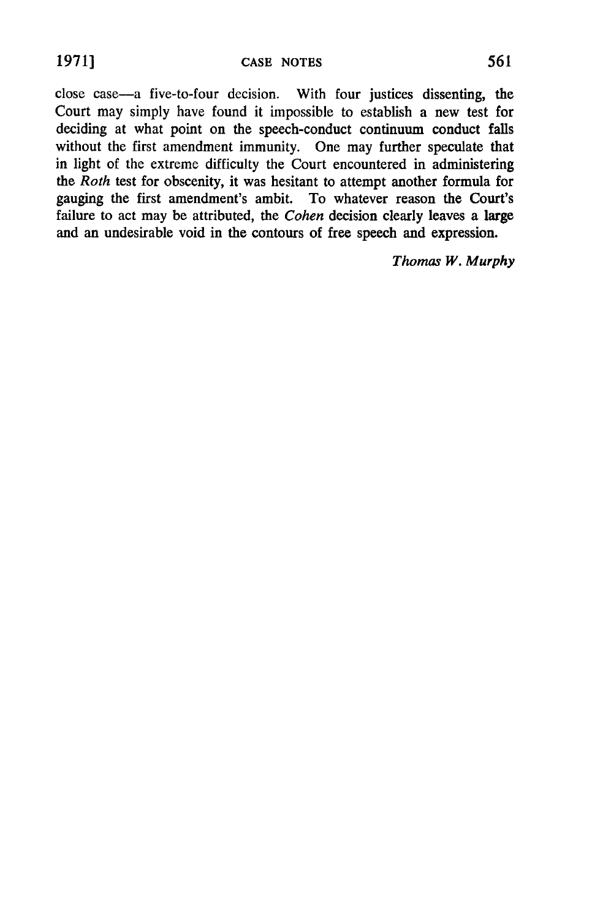close case—a five-to-four decision. With four justices dissenting, the Court may simply have found it impossible to establish a new test for deciding at what point on the speech-conduct continuum conduct falls without the first amendment immunity. One may further speculate that in light of the extreme difficulty the Court encountered in administering the *Roth* test for obscenity, it was hesitant to attempt another formula for gauging the first amendment's ambit. To whatever reason the Court's failure to act may be attributed, the *Cohen* decision clearly leaves a large and an undesirable void in the contours of free speech and expression.

*Thomas W. Murphy*